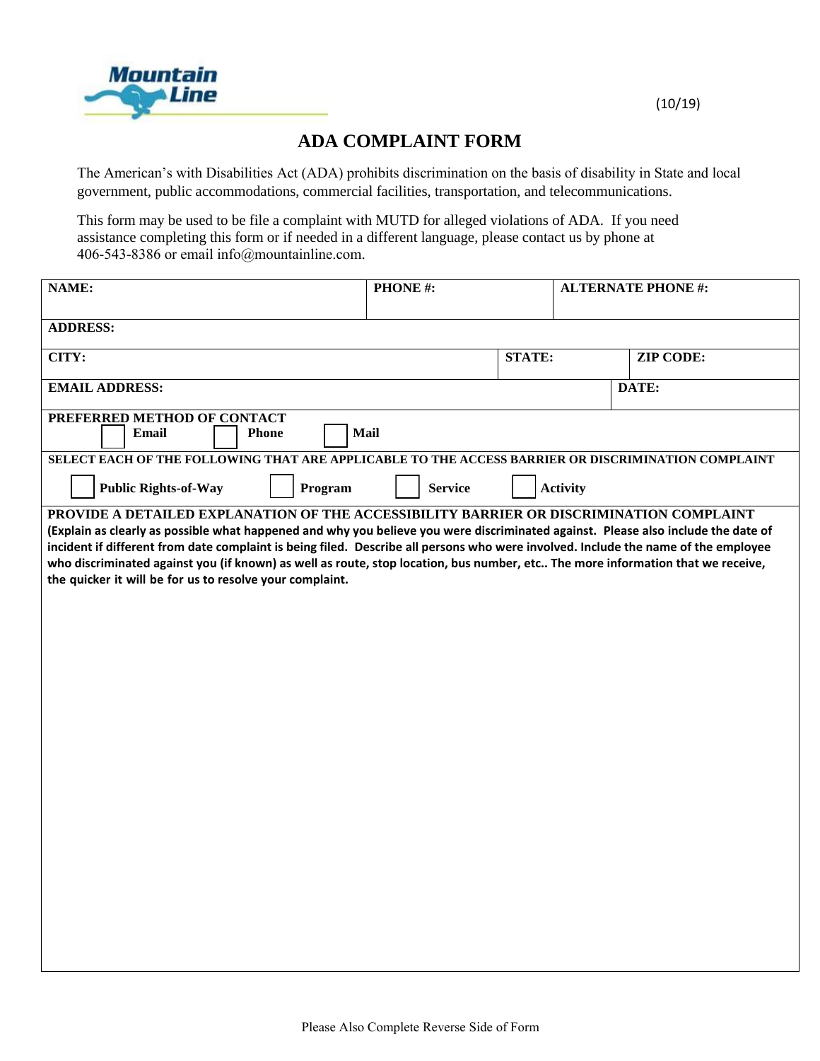Mountain Line

(10/19)

# ADA COMPLAINT FORM

The American's with Disabilities Act (ADA) prohibits discrimination on the basis of disability in State and local government, public accommodations, commercial facilities, transportation, and telecommunications.

This form may be used to be file a complaint with MUTD for alleged violations of ADA. If you need assistance completing this form or if needed in a different language, please contact us by phone at 406-543-8386 or email info@mountainline.com.

| NAME: | PHONE #: | ALTERNATE PHONE #: |
|---|---|---|

| ADDRESS: |
|---|

| CITY: | STATE: | ZIP CODE: |
|---|---|---|

| EMAIL ADDRESS: | DATE: |
|---|---|

**PREFERRED METHOD OF CONTACT**

☐ **Email** ☐ **Phone** ☐ **Mail**

**SELECT EACH OF THE FOLLOWING THAT ARE APPLICABLE TO THE ACCESS BARRIER OR DISCRIMINATION COMPLAINT**

☐ **Public Rights-of-Way** ☐ **Program** ☐ **Service** ☐ **Activity**

**PROVIDE A DETAILED EXPLANATION OF THE ACCESSIBILITY BARRIER OR DISCRIMINATION COMPLAINT**

**(Explain as clearly as possible what happened and why you believe you were discriminated against. Please also include the date of incident if different from date complaint is being filed. Describe all persons who were involved. Include the name of the employee who discriminated against you (if known) as well as route, stop location, bus number, etc.. The more information that we receive, the quicker it will be for us to resolve your complaint.**

Please Also Complete Reverse Side of Form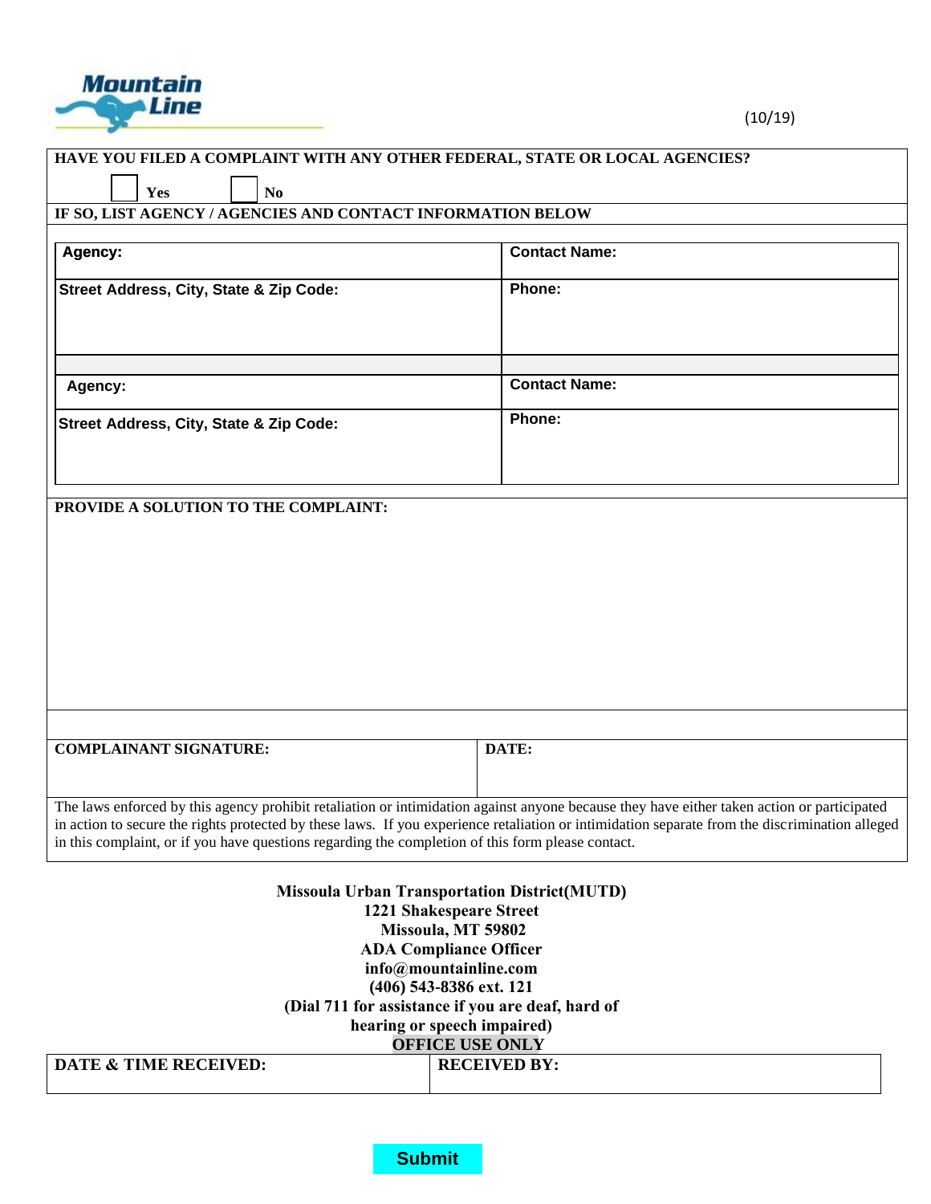Mountain Line

(10/19)

**HAVE YOU FILED A COMPLAINT WITH ANY OTHER FEDERAL, STATE OR LOCAL AGENCIES?**

☐ **Yes** ☐ **No**

**IF SO, LIST AGENCY / AGENCIES AND CONTACT INFORMATION BELOW**

| | |
|---|---|
| **Agency:** | **Contact Name:** |
| **Street Address, City, State & Zip Code:** | **Phone:** |
| | |
| **Agency:** | **Contact Name:** |
| **Street Address, City, State & Zip Code:** | **Phone:** |

**PROVIDE A SOLUTION TO THE COMPLAINT:**

| | |
|---|---|
| **COMPLAINANT SIGNATURE:** | **DATE:** |

The laws enforced by this agency prohibit retaliation or intimidation against anyone because they have either taken action or participated in action to secure the rights protected by these laws. If you experience retaliation or intimidation separate from the discrimination alleged in this complaint, or if you have questions regarding the completion of this form please contact.

**Missoula Urban Transportation District(MUTD)**
**1221 Shakespeare Street**
**Missoula, MT 59802**
**ADA Compliance Officer**
**info@mountainline.com**
**(406) 543-8386 ext. 121**
**(Dial 711 for assistance if you are deaf, hard of hearing or speech impaired)**

**OFFICE USE ONLY**

| | |
|---|---|
| **DATE & TIME RECEIVED:** | **RECEIVED BY:** |

Submit